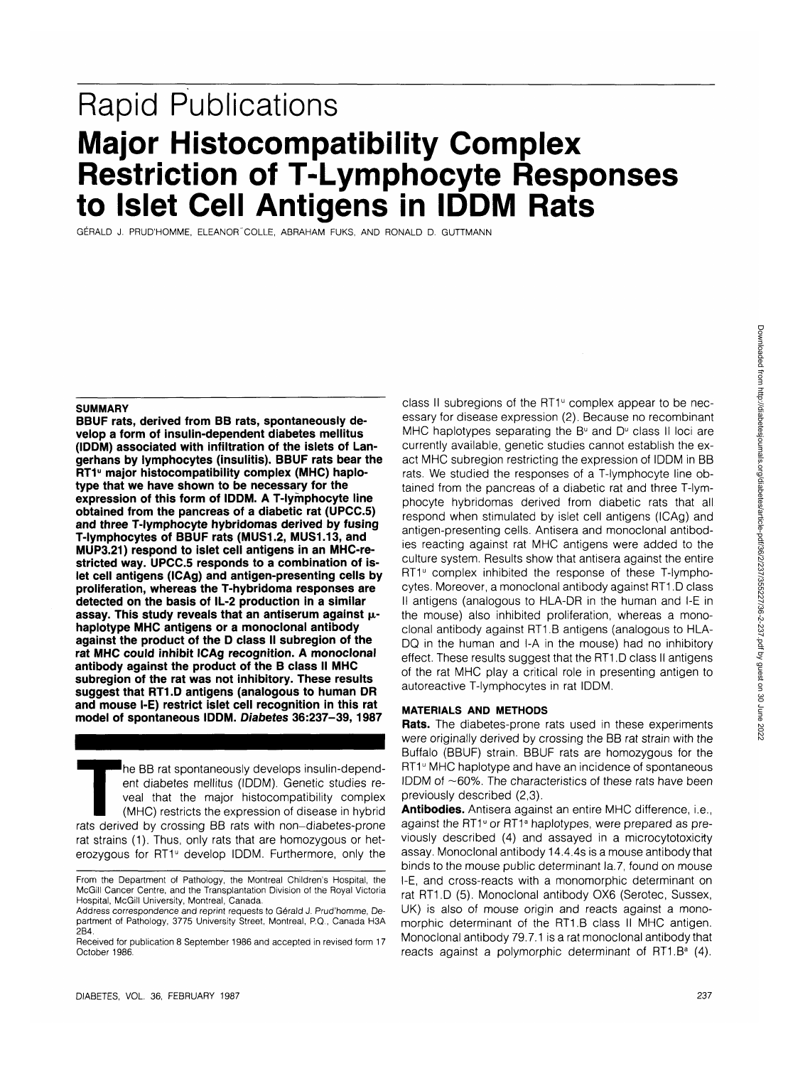Rapid Publications

# Major Histocompatibility Complex Restriction of T-Lymphocyte Responses to Islet Cell Antigens in IDDM Rats

GÉRALD J. PRUD'HOMME, ELEANOR COLLE, ABRAHAM FUKS, AND RONALD D. GUTTMANN

## SUMMARY

**BBUF rats, derived from BB rats, spontaneously develop a form of insulin-dependent diabetes mellitus (IDDM) associated with infiltration of the islets of Langerhans by lymphocytes (insulitis). BBUF rats bear the RT1$^{u}$ major histocompatibility complex (MHC) haplotype that we have shown to be necessary for the expression of this form of IDDM. A T-lymphocyte line obtained from the pancreas of a diabetic rat (UPCC.5) and three T-lymphocyte hybridomas derived by fusing T-lymphocytes of BBUF rats (MUS1.2, MUS1.13, and MUP3.21) respond to islet cell antigens in an MHC-restricted way. UPCC.5 responds to a combination of islet cell antigens (ICAg) and antigen-presenting cells by proliferation, whereas the T-hybridoma responses are detected on the basis of IL-2 production in a similar assay. This study reveals that an antiserum against μ-haplotype MHC antigens or a monoclonal antibody against the product of the D class II subregion of the rat MHC could inhibit ICAg recognition. A monoclonal antibody against the product of the B class II MHC subregion of the rat was not inhibitory. These results suggest that RT1.D antigens (analogous to human DR and mouse I-E) restrict islet cell recognition in this rat model of spontaneous IDDM. *Diabetes* 36:237–39, 1987**

The BB rat spontaneously develops insulin-dependent diabetes mellitus (IDDM). Genetic studies reveal that the major histocompatibility complex (MHC) restricts the expression of disease in hybrid rats derived by crossing BB rats with non–diabetes-prone rat strains (1). Thus, only rats that are homozygous or heterozygous for RT1$^{u}$ develop IDDM. Furthermore, only the class II subregions of the RT1$^{u}$ complex appear to be necessary for disease expression (2). Because no recombinant MHC haplotypes separating the B$^{u}$ and D$^{u}$ class II loci are currently available, genetic studies cannot establish the exact MHC subregion restricting the expression of IDDM in BB rats. We studied the responses of a T-lymphocyte line obtained from the pancreas of a diabetic rat and three T-lymphocyte hybridomas derived from diabetic rats that all respond when stimulated by islet cell antigens (ICAg) and antigen-presenting cells. Antisera and monoclonal antibodies reacting against rat MHC antigens were added to the culture system. Results show that antisera against the entire RT1$^{u}$ complex inhibited the response of these T-lymphocytes. Moreover, a monoclonal antibody against RT1.D class II antigens (analogous to HLA-DR in the human and I-E in the mouse) also inhibited proliferation, whereas a monoclonal antibody against RT1.B antigens (analogous to HLA-DQ in the human and I-A in the mouse) had no inhibitory effect. These results suggest that the RT1.D class II antigens of the rat MHC play a critical role in presenting antigen to autoreactive T-lymphocytes in rat IDDM.

## MATERIALS AND METHODS

**Rats.** The diabetes-prone rats used in these experiments were originally derived by crossing the BB rat strain with the Buffalo (BBUF) strain. BBUF rats are homozygous for the RT1$^{u}$ MHC haplotype and have an incidence of spontaneous IDDM of ~60%. The characteristics of these rats have been previously described (2,3).

**Antibodies.** Antisera against an entire MHC difference, i.e., against the RT1$^{u}$ or RT1$^{a}$ haplotypes, were prepared as previously described (4) and assayed in a microcytotoxicity assay. Monoclonal antibody 14.4.4s is a mouse antibody that binds to the mouse public determinant Ia.7, found on mouse I-E, and cross-reacts with a monomorphic determinant on rat RT1.D (5). Monoclonal antibody OX6 (Serotec, Sussex, UK) is also of mouse origin and reacts against a monomorphic determinant of the RT1.B class II MHC antigen. Monoclonal antibody 79.7.1 is a rat monoclonal antibody that reacts against a polymorphic determinant of RT1.B$^{a}$ (4).

From the Department of Pathology, the Montreal Children's Hospital, the McGill Cancer Centre, and the Transplantation Division of the Royal Victoria Hospital, McGill University, Montreal, Canada.

Address correspondence and reprint requests to Gérald J. Prud'homme, Department of Pathology, 3775 University Street, Montreal, P.Q., Canada H3A 2B4.

Received for publication 8 September 1986 and accepted in revised form 17 October 1986.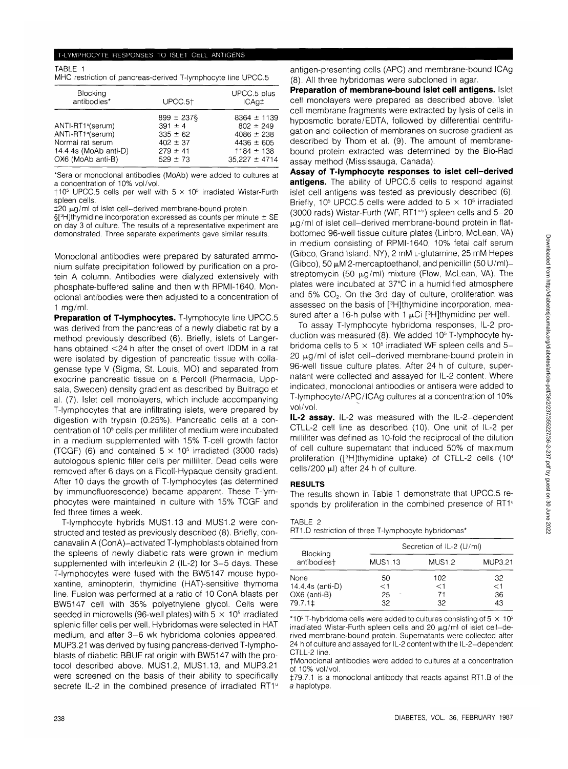TABLE 1
MHC restriction of pancreas-derived T-lymphocyte line UPCC.5

| Blocking antibodies* | UPCC.5† | UPCC.5 plus ICAg‡ |
|---|---|---|
| | 899 ± 237§ | 8364 ± 1139 |
| ANTI-RT1[u](serum) | 391 ± 4 | 802 ± 249 |
| ANTI-RT1[a](serum) | 335 ± 62 | 4086 ± 238 |
| Normal rat serum | 402 ± 37 | 4436 ± 605 |
| 14.4.4s (MoAb anti-D) | 279 ± 41 | 1184 ± 138 |
| OX6 (MoAb anti-B) | 529 ± 73 | 35,227 ± 4714 |

*Sera or monoclonal antibodies (MoAb) were added to cultures at a concentration of 10% vol/vol.

†$10^5$ UPCC.5 cells per well with $5 \times 10^5$ irradiated Wistar-Furth spleen cells.

‡20 μg/ml of islet cell–derived membrane-bound protein.

§[$^3$H]thymidine incorporation expressed as counts per minute ± SE on day 3 of culture. The results of a representative experiment are demonstrated. Three separate experiments gave similar results.

Monoclonal antibodies were prepared by saturated ammonium sulfate precipitation followed by purification on a protein A column. Antibodies were dialyzed extensively with phosphate-buffered saline and then with RPMI-1640. Monoclonal antibodies were then adjusted to a concentration of 1 mg/ml.

**Preparation of T-lymphocytes.** T-lymphocyte line UPCC.5 was derived from the pancreas of a newly diabetic rat by a method previously described (6). Briefly, islets of Langerhans obtained <24 h after the onset of overt IDDM in a rat were isolated by digestion of pancreatic tissue with collagenase type V (Sigma, St. Louis, MO) and separated from exocrine pancreatic tissue on a Percoll (Pharmacia, Uppsala, Sweden) density gradient as described by Buitrago et al. (7). Islet cell monolayers, which include accompanying T-lymphocytes that are infiltrating islets, were prepared by digestion with trypsin (0.25%). Pancreatic cells at a concentration of $10^5$ cells per milliliter of medium were incubated in a medium supplemented with 15% T-cell growth factor (TCGF) (6) and contained $5 \times 10^5$ irradiated (3000 rads) autologous splenic filler cells per milliliter. Dead cells were removed after 6 days on a Ficoll-Hypaque density gradient. After 10 days the growth of T-lymphocytes (as determined by immunofluorescence) became apparent. These T-lymphocytes were maintained in culture with 15% TCGF and fed three times a week.

T-lymphocyte hybrids MUS1.13 and MUS1.2 were constructed and tested as previously described (8). Briefly, concanavalin A (ConA)–activated T-lymphoblasts obtained from the spleens of newly diabetic rats were grown in medium supplemented with interleukin 2 (IL-2) for 3–5 days. These T-lymphocytes were fused with the BW5147 mouse hypoxanthine, aminopterin, thymidine (HAT)-sensitive thymoma line. Fusion was performed at a ratio of 10 ConA blasts per BW5147 cell with 35% polyethylene glycol. Cells were seeded in microwells (96-well plates) with $5 \times 10^5$ irradiated splenic filler cells per well. Hybridomas were selected in HAT medium, and after 3–6 wk hybridoma colonies appeared. MUP3.21 was derived by fusing pancreas-derived T-lymphoblasts of diabetic BBUF rat origin with BW5147 with the protocol described above. MUS1.2, MUS1.13, and MUP3.21 were screened on the basis of their ability to specifically secrete IL-2 in the combined presence of irradiated RT1[u] antigen-presenting cells (APC) and membrane-bound ICAg (8). All three hybridomas were subcloned in agar.

**Preparation of membrane-bound islet cell antigens.** Islet cell monolayers were prepared as described above. Islet cell membrane fragments were extracted by lysis of cells in hyposmotic borate/EDTA, followed by differential centrifugation and collection of membranes on sucrose gradient as described by Thom et al. (9). The amount of membrane-bound protein extracted was determined by the Bio-Rad assay method (Mississauga, Canada).

**Assay of T-lymphocyte responses to islet cell–derived antigens.** The ability of UPCC.5 cells to respond against islet cell antigens was tested as previously described (6). Briefly, $10^5$ UPCC.5 cells were added to $5 \times 10^5$ irradiated (3000 rads) Wistar-Furth (WF, RT1[u/u]) spleen cells and 5–20 μg/ml of islet cell–derived membrane-bound protein in flat-bottomed 96-well tissue culture plates (Linbro, McLean, VA) in medium consisting of RPMI-1640, 10% fetal calf serum (Gibco, Grand Island, NY), 2 mM L-glutamine, 25 mM Hepes (Gibco), 50 μM 2-mercaptoethanol, and penicillin (50 U/ml)–streptomycin (50 μg/ml) mixture (Flow, McLean, VA). The plates were incubated at 37°C in a humidified atmosphere and 5% $CO_2$. On the 3rd day of culture, proliferation was assessed on the basis of [$^3$H]thymidine incorporation, measured after a 16-h pulse with 1 μCi [$^3$H]thymidine per well.

To assay T-lymphocyte hybridoma responses, IL-2 production was measured (8). We added $10^5$ T-lymphocyte hybridoma cells to $5 \times 10^5$ irradiated WF spleen cells and 5–20 μg/ml of islet cell–derived membrane-bound protein in 96-well tissue culture plates. After 24 h of culture, supernatant were collected and assayed for IL-2 content. Where indicated, monoclonal antibodies or antisera were added to T-lymphocyte/APC/ICAg cultures at a concentration of 10% vol/vol.

**IL-2 assay.** IL-2 was measured with the IL-2–dependent CTLL-2 cell line as described (10). One unit of IL-2 per milliliter was defined as 10-fold the reciprocal of the dilution of cell culture supernatant that induced 50% of maximum proliferation ([$^3$H]thymidine uptake) of CTLL-2 cells ($10^4$ cells/200 μl) after 24 h of culture.

## RESULTS

The results shown in Table 1 demonstrate that UPCC.5 responds by proliferation in the combined presence of RT1[u]

TABLE 2
RT1.D restriction of three T-lymphocyte hybridomas*

| Blocking antibodies† | Secretion of IL-2 (U/ml) | | |
|---|---|---|---|
| | MUS1.13 | MUS1.2 | MUP3.21 |
| None | 50 | 102 | 32 |
| 14.4.4s (anti-D) | <1 | <1 | <1 |
| OX6 (anti-B) | 25 | 71 | 36 |
| 79.7.1‡ | 32 | 32 | 43 |

*$10^5$ T-hybridoma cells were added to cultures consisting of $5 \times 10^5$ irradiated Wistar-Furth spleen cells and 20 μg/ml of islet cell–derived membrane-bound protein. Supernatants were collected after 24 h of culture and assayed for IL-2 content with the IL-2–dependent CTLL-2 line.

†Monoclonal antibodies were added to cultures at a concentration of 10% vol/vol.

‡79.7.1 is a monoclonal antibody that reacts against RT1.B of the *a* haplotype.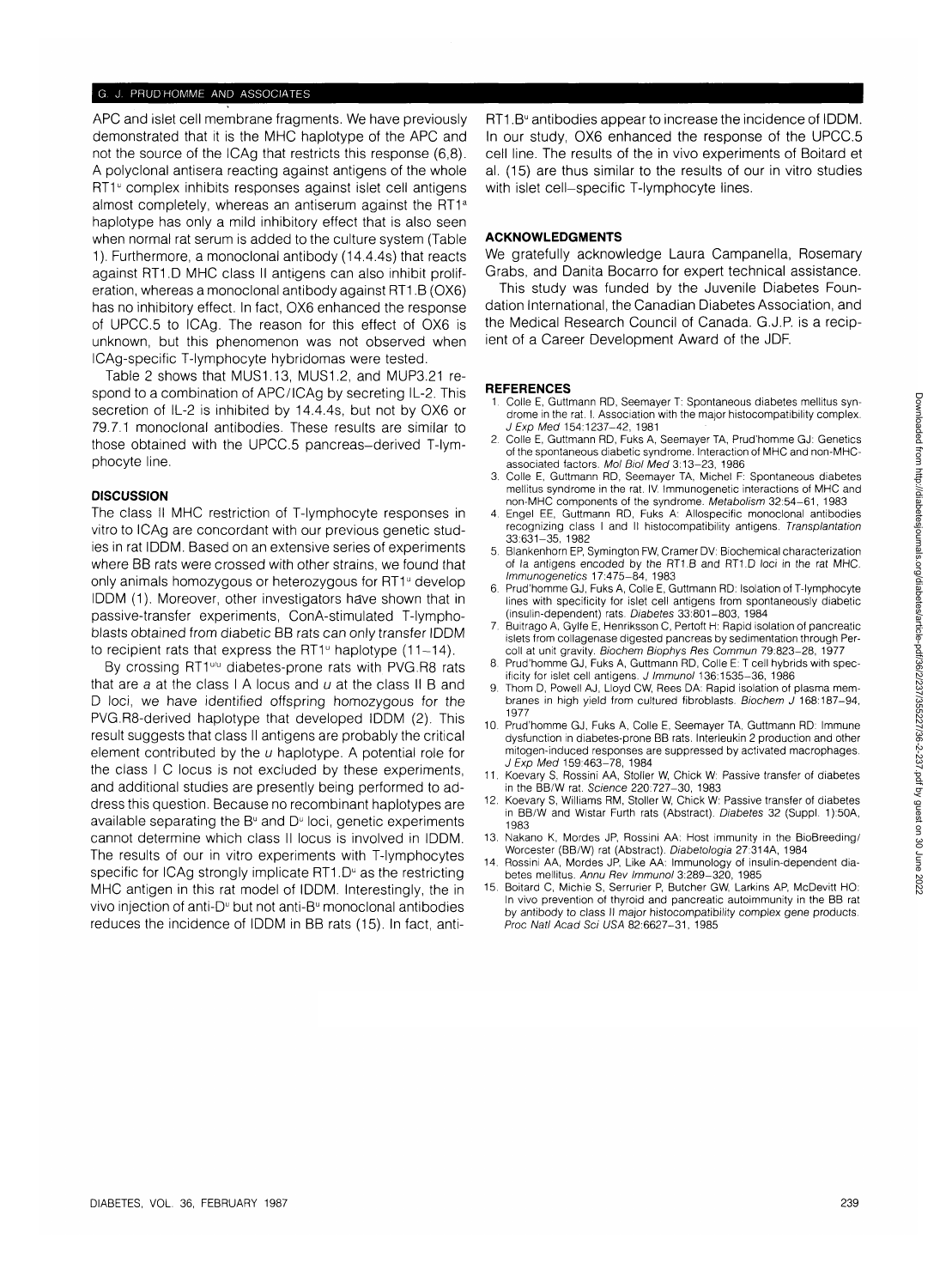APC and islet cell membrane fragments. We have previously demonstrated that it is the MHC haplotype of the APC and not the source of the ICAg that restricts this response (6,8). A polyclonal antisera reacting against antigens of the whole RT1[u] complex inhibits responses against islet cell antigens almost completely, whereas an antiserum against the RT1[a] haplotype has only a mild inhibitory effect that is also seen when normal rat serum is added to the culture system (Table 1). Furthermore, a monoclonal antibody (14.4.4s) that reacts against RT1.D MHC class II antigens can also inhibit proliferation, whereas a monoclonal antibody against RT1.B (OX6) has no inhibitory effect. In fact, OX6 enhanced the response of UPCC.5 to ICAg. The reason for this effect of OX6 is unknown, but this phenomenon was not observed when ICAg-specific T-lymphocyte hybridomas were tested.

Table 2 shows that MUS1.13, MUS1.2, and MUP3.21 respond to a combination of APC/ICAg by secreting IL-2. This secretion of IL-2 is inhibited by 14.4.4s, but not by OX6 or 79.7.1 monoclonal antibodies. These results are similar to those obtained with the UPCC.5 pancreas-derived T-lymphocyte line.

## DISCUSSION

The class II MHC restriction of T-lymphocyte responses in vitro to ICAg are concordant with our previous genetic studies in rat IDDM. Based on an extensive series of experiments where BB rats were crossed with other strains, we found that only animals homozygous or heterozygous for RT1[u] develop IDDM (1). Moreover, other investigators have shown that in passive-transfer experiments, ConA-stimulated T-lymphoblasts obtained from diabetic BB rats can only transfer IDDM to recipient rats that express the RT1[u] haplotype (11–14).

By crossing RT1[u/u] diabetes-prone rats with PVG.R8 rats that are *a* at the class I A locus and *u* at the class II B and D loci, we have identified offspring homozygous for the PVG.R8-derived haplotype that developed IDDM (2). This result suggests that class II antigens are probably the critical element contributed by the *u* haplotype. A potential role for the class I C locus is not excluded by these experiments, and additional studies are presently being performed to address this question. Because no recombinant haplotypes are available separating the B[u] and D[u] loci, genetic experiments cannot determine which class II locus is involved in IDDM. The results of our in vitro experiments with T-lymphocytes specific for ICAg strongly implicate RT1.D[u] as the restricting MHC antigen in this rat model of IDDM. Interestingly, the in vivo injection of anti-D[u] but not anti-B[u] monoclonal antibodies reduces the incidence of IDDM in BB rats (15). In fact, anti-RT1.B[u] antibodies appear to increase the incidence of IDDM. In our study, OX6 enhanced the response of the UPCC.5 cell line. The results of the in vivo experiments of Boitard et al. (15) are thus similar to the results of our in vitro studies with islet cell–specific T-lymphocyte lines.

## ACKNOWLEDGMENTS

We gratefully acknowledge Laura Campanella, Rosemary Grabs, and Danita Bocarro for expert technical assistance.

This study was funded by the Juvenile Diabetes Foundation International, the Canadian Diabetes Association, and the Medical Research Council of Canada. G.J.P. is a recipient of a Career Development Award of the JDF.

## REFERENCES

1. Colle E, Guttmann RD, Seemayer T: Spontaneous diabetes mellitus syndrome in the rat. I. Association with the major histocompatibility complex. *J Exp Med* 154:1237–42, 1981
2. Colle E, Guttmann RD, Fuks A, Seemayer TA, Prud'homme GJ: Genetics of the spontaneous diabetic syndrome. Interaction of MHC and non-MHC-associated factors. *Mol Biol Med* 3:13–23, 1986
3. Colle E, Guttmann RD, Seemayer TA, Michel F: Spontaneous diabetes mellitus syndrome in the rat. IV. Immunogenetic interactions of MHC and non-MHC components of the syndrome. *Metabolism* 32:54–61, 1983
4. Engel EE, Guttmann RD, Fuks A: Allospecific monoclonal antibodies recognizing class I and II histocompatibility antigens. *Transplantation* 33:631–35, 1982
5. Blankenhorn EP, Symington FW, Cramer DV: Biochemical characterization of Ia antigens encoded by the RT1.B and RT1.D loci in the rat MHC. *Immunogenetics* 17:475–84, 1983
6. Prud'homme GJ, Fuks A, Colle E, Guttmann RD: Isolation of T-lymphocyte lines with specificity for islet cell antigens from spontaneously diabetic (insulin-dependent) rats. *Diabetes* 33:801–803, 1984
7. Buitrago A, Gylfe E, Henriksson C, Pertoft H: Rapid isolation of pancreatic islets from collagenase digested pancreas by sedimentation through Percoll at unit gravity. *Biochem Biophys Res Commun* 79:823–28, 1977
8. Prud'homme GJ, Fuks A, Guttmann RD, Colle E: T cell hybrids with specificity for islet cell antigens. *J Immunol* 136:1535–36, 1986
9. Thom D, Powell AJ, Lloyd CW, Rees DA: Rapid isolation of plasma membranes in high yield from cultured fibroblasts. *Biochem J* 168:187–94, 1977
10. Prud'homme GJ, Fuks A, Colle E, Seemayer TA, Guttmann RD: Immune dysfunction in diabetes-prone BB rats. Interleukin 2 production and other mitogen-induced responses are suppressed by activated macrophages. *J Exp Med* 159:463–78, 1984
11. Koevary S, Rossini AA, Stoller W, Chick W: Passive transfer of diabetes in the BB/W rat. *Science* 220:727–30, 1983
12. Koevary S, Williams RM, Stoller W, Chick W: Passive transfer of diabetes in BB/W and Wistar Furth rats (Abstract). *Diabetes* 32 (Suppl. 1):50A, 1983
13. Nakano K, Mordes JP, Rossini AA: Host immunity in the BioBreeding/Worcester (BB/W) rat (Abstract). *Diabetologia* 27:314A, 1984
14. Rossini AA, Mordes JP, Like AA: Immunology of insulin-dependent diabetes mellitus. *Annu Rev Immunol* 3:289–320, 1985
15. Boitard C, Michie S, Serrurier P, Butcher GW, Larkins AP, McDevitt HO: In vivo prevention of thyroid and pancreatic autoimmunity in the BB rat by antibody to class II major histocompatibility complex gene products. *Proc Natl Acad Sci USA* 82:6627–31, 1985